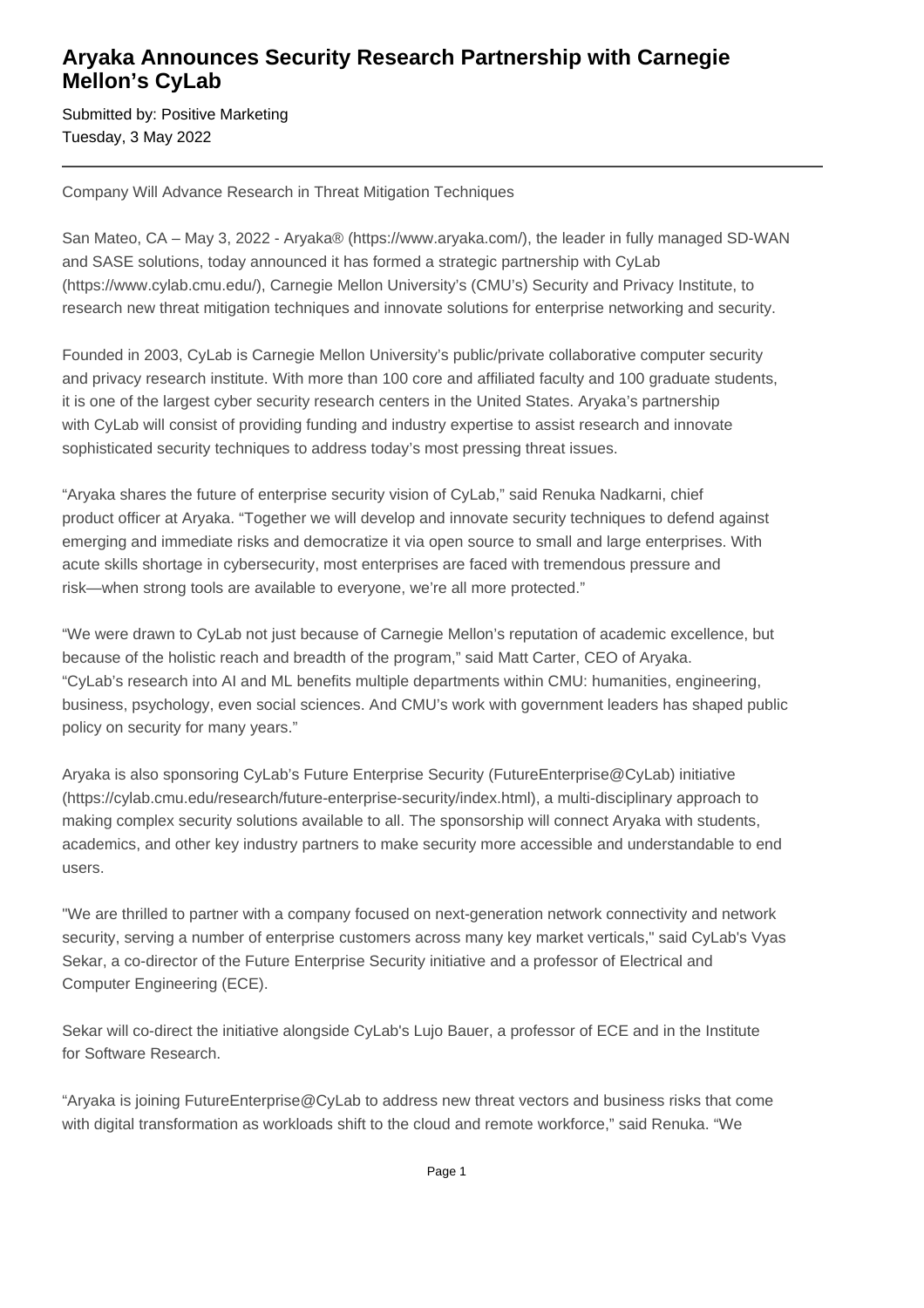# Aryaka Announces Security Research Partnership with Carnegie Mellon's CyLab

Submitted by: Positive Marketing
Tuesday, 3 May 2022

---

Company Will Advance Research in Threat Mitigation Techniques

San Mateo, CA – May 3, 2022 - Aryaka® (https://www.aryaka.com/), the leader in fully managed SD-WAN and SASE solutions, today announced it has formed a strategic partnership with CyLab (https://www.cylab.cmu.edu/), Carnegie Mellon University's (CMU's) Security and Privacy Institute, to research new threat mitigation techniques and innovate solutions for enterprise networking and security.

Founded in 2003, CyLab is Carnegie Mellon University's public/private collaborative computer security and privacy research institute. With more than 100 core and affiliated faculty and 100 graduate students, it is one of the largest cyber security research centers in the United States. Aryaka's partnership with CyLab will consist of providing funding and industry expertise to assist research and innovate sophisticated security techniques to address today's most pressing threat issues.

"Aryaka shares the future of enterprise security vision of CyLab," said Renuka Nadkarni, chief product officer at Aryaka. "Together we will develop and innovate security techniques to defend against emerging and immediate risks and democratize it via open source to small and large enterprises. With acute skills shortage in cybersecurity, most enterprises are faced with tremendous pressure and risk—when strong tools are available to everyone, we're all more protected."

"We were drawn to CyLab not just because of Carnegie Mellon's reputation of academic excellence, but because of the holistic reach and breadth of the program," said Matt Carter, CEO of Aryaka. "CyLab's research into AI and ML benefits multiple departments within CMU: humanities, engineering, business, psychology, even social sciences. And CMU's work with government leaders has shaped public policy on security for many years."

Aryaka is also sponsoring CyLab's Future Enterprise Security (FutureEnterprise@CyLab) initiative (https://cylab.cmu.edu/research/future-enterprise-security/index.html), a multi-disciplinary approach to making complex security solutions available to all. The sponsorship will connect Aryaka with students, academics, and other key industry partners to make security more accessible and understandable to end users.

"We are thrilled to partner with a company focused on next-generation network connectivity and network security, serving a number of enterprise customers across many key market verticals," said CyLab's Vyas Sekar, a co-director of the Future Enterprise Security initiative and a professor of Electrical and Computer Engineering (ECE).

Sekar will co-direct the initiative alongside CyLab's Lujo Bauer, a professor of ECE and in the Institute for Software Research.

"Aryaka is joining FutureEnterprise@CyLab to address new threat vectors and business risks that come with digital transformation as workloads shift to the cloud and remote workforce," said Renuka. "We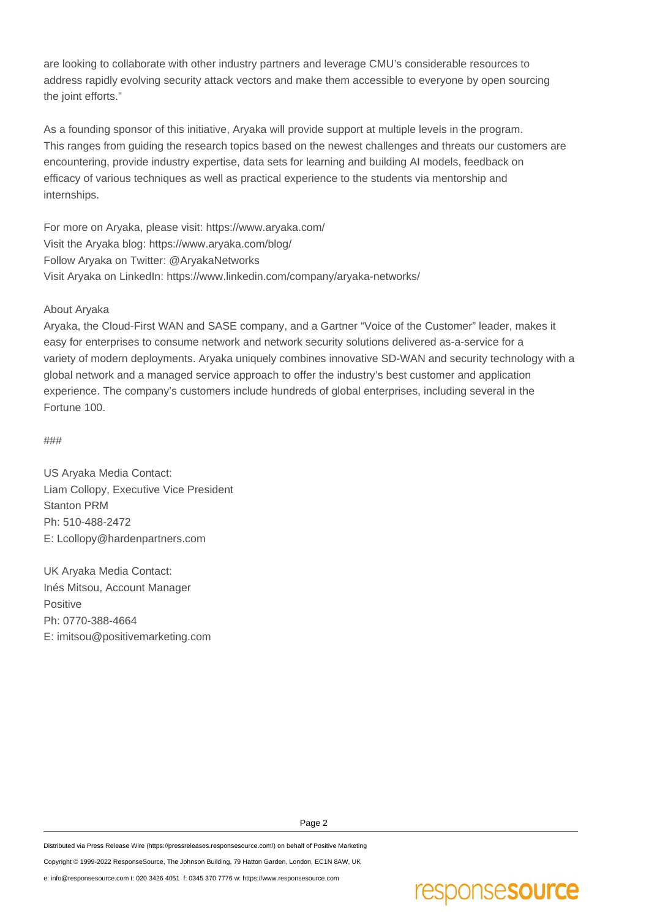are looking to collaborate with other industry partners and leverage CMU's considerable resources to address rapidly evolving security attack vectors and make them accessible to everyone by open sourcing the joint efforts."

As a founding sponsor of this initiative, Aryaka will provide support at multiple levels in the program. This ranges from guiding the research topics based on the newest challenges and threats our customers are encountering, provide industry expertise, data sets for learning and building AI models, feedback on efficacy of various techniques as well as practical experience to the students via mentorship and internships.

For more on Aryaka, please visit: https://www.aryaka.com/
Visit the Aryaka blog: https://www.aryaka.com/blog/
Follow Aryaka on Twitter: @AryakaNetworks
Visit Aryaka on LinkedIn: https://www.linkedin.com/company/aryaka-networks/

About Aryaka
Aryaka, the Cloud-First WAN and SASE company, and a Gartner "Voice of the Customer" leader, makes it easy for enterprises to consume network and network security solutions delivered as-a-service for a variety of modern deployments. Aryaka uniquely combines innovative SD-WAN and security technology with a global network and a managed service approach to offer the industry's best customer and application experience. The company's customers include hundreds of global enterprises, including several in the Fortune 100.

###

US Aryaka Media Contact:
Liam Collopy, Executive Vice President
Stanton PRM
Ph: 510-488-2472
E: Lcollopy@hardenpartners.com

UK Aryaka Media Contact:
Inés Mitsou, Account Manager
Positive
Ph: 0770-388-4664
E: imitsou@positivemarketing.com

Distributed via Press Release Wire (https://pressreleases.responsesource.com/) on behalf of Positive Marketing

Copyright © 1999-2022 ResponseSource, The Johnson Building, 79 Hatton Garden, London, EC1N 8AW, UK

e: info@responsesource.com t: 020 3426 4051 f: 0345 370 7776 w: https://www.responsesource.com